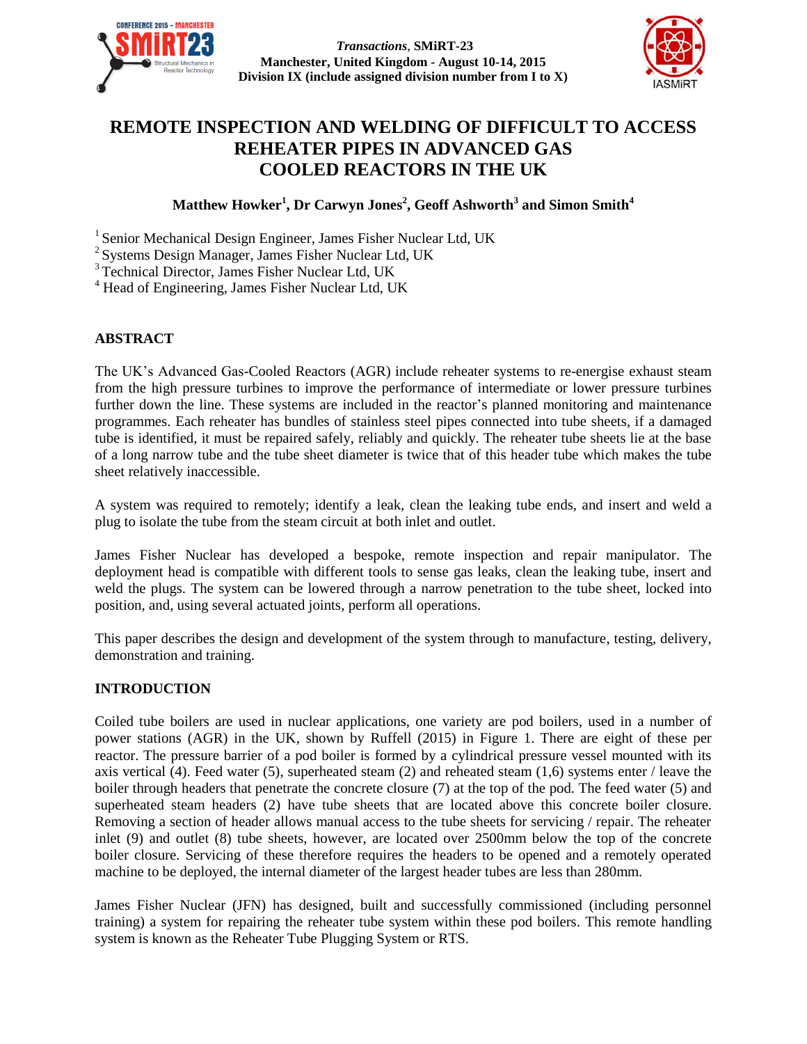*Transactions*, **SMiRT-23**
**Manchester, United Kingdom - August 10-14, 2015**
**Division IX (include assigned division number from I to X)**

# REMOTE INSPECTION AND WELDING OF DIFFICULT TO ACCESS REHEATER PIPES IN ADVANCED GAS COOLED REACTORS IN THE UK

**Matthew Howker[1], Dr Carwyn Jones[2], Geoff Ashworth[3] and Simon Smith[4]**

[1] Senior Mechanical Design Engineer, James Fisher Nuclear Ltd, UK
[2] Systems Design Manager, James Fisher Nuclear Ltd, UK
[3] Technical Director, James Fisher Nuclear Ltd, UK
[4] Head of Engineering, James Fisher Nuclear Ltd, UK

## ABSTRACT

The UK's Advanced Gas-Cooled Reactors (AGR) include reheater systems to re-energise exhaust steam from the high pressure turbines to improve the performance of intermediate or lower pressure turbines further down the line. These systems are included in the reactor's planned monitoring and maintenance programmes. Each reheater has bundles of stainless steel pipes connected into tube sheets, if a damaged tube is identified, it must be repaired safely, reliably and quickly. The reheater tube sheets lie at the base of a long narrow tube and the tube sheet diameter is twice that of this header tube which makes the tube sheet relatively inaccessible.

A system was required to remotely; identify a leak, clean the leaking tube ends, and insert and weld a plug to isolate the tube from the steam circuit at both inlet and outlet.

James Fisher Nuclear has developed a bespoke, remote inspection and repair manipulator. The deployment head is compatible with different tools to sense gas leaks, clean the leaking tube, insert and weld the plugs. The system can be lowered through a narrow penetration to the tube sheet, locked into position, and, using several actuated joints, perform all operations.

This paper describes the design and development of the system through to manufacture, testing, delivery, demonstration and training.

## INTRODUCTION

Coiled tube boilers are used in nuclear applications, one variety are pod boilers, used in a number of power stations (AGR) in the UK, shown by Ruffell (2015) in Figure 1. There are eight of these per reactor. The pressure barrier of a pod boiler is formed by a cylindrical pressure vessel mounted with its axis vertical (4). Feed water (5), superheated steam (2) and reheated steam (1,6) systems enter / leave the boiler through headers that penetrate the concrete closure (7) at the top of the pod. The feed water (5) and superheated steam headers (2) have tube sheets that are located above this concrete boiler closure. Removing a section of header allows manual access to the tube sheets for servicing / repair. The reheater inlet (9) and outlet (8) tube sheets, however, are located over 2500mm below the top of the concrete boiler closure. Servicing of these therefore requires the headers to be opened and a remotely operated machine to be deployed, the internal diameter of the largest header tubes are less than 280mm.

James Fisher Nuclear (JFN) has designed, built and successfully commissioned (including personnel training) a system for repairing the reheater tube system within these pod boilers. This remote handling system is known as the Reheater Tube Plugging System or RTS.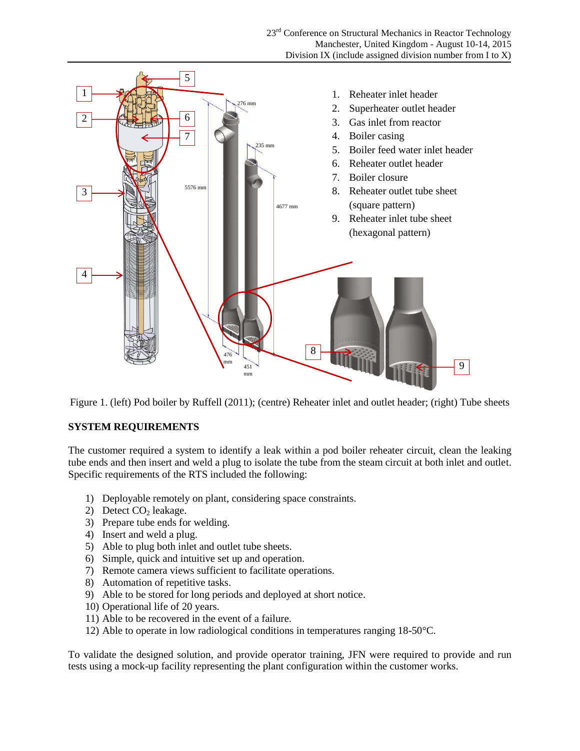1. Reheater inlet header
2. Superheater outlet header
3. Gas inlet from reactor
4. Boiler casing
5. Boiler feed water inlet header
6. Reheater outlet header
7. Boiler closure
8. Reheater outlet tube sheet (square pattern)
9. Reheater inlet tube sheet (hexagonal pattern)

Figure 1. (left) Pod boiler by Ruffell (2011); (centre) Reheater inlet and outlet header; (right) Tube sheets

## SYSTEM REQUIREMENTS

The customer required a system to identify a leak within a pod boiler reheater circuit, clean the leaking tube ends and then insert and weld a plug to isolate the tube from the steam circuit at both inlet and outlet. Specific requirements of the RTS included the following:

1) Deployable remotely on plant, considering space constraints.
2) Detect $CO_2$ leakage.
3) Prepare tube ends for welding.
4) Insert and weld a plug.
5) Able to plug both inlet and outlet tube sheets.
6) Simple, quick and intuitive set up and operation.
7) Remote camera views sufficient to facilitate operations.
8) Automation of repetitive tasks.
9) Able to be stored for long periods and deployed at short notice.
10) Operational life of 20 years.
11) Able to be recovered in the event of a failure.
12) Able to operate in low radiological conditions in temperatures ranging 18-50°C.

To validate the designed solution, and provide operator training, JFN were required to provide and run tests using a mock-up facility representing the plant configuration within the customer works.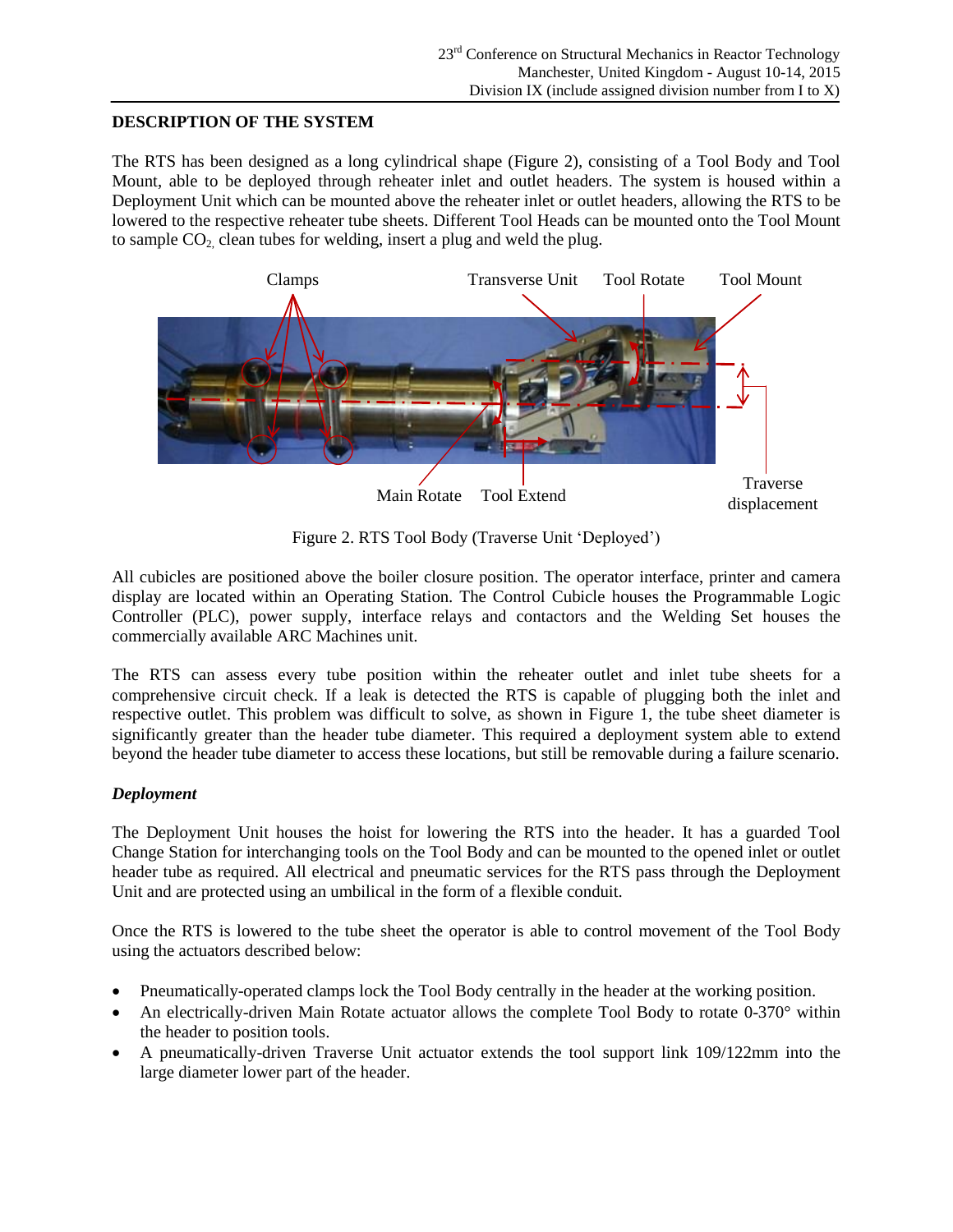## DESCRIPTION OF THE SYSTEM

The RTS has been designed as a long cylindrical shape (Figure 2), consisting of a Tool Body and Tool Mount, able to be deployed through reheater inlet and outlet headers. The system is housed within a Deployment Unit which can be mounted above the reheater inlet or outlet headers, allowing the RTS to be lowered to the respective reheater tube sheets. Different Tool Heads can be mounted onto the Tool Mount to sample $CO_2$, clean tubes for welding, insert a plug and weld the plug.

Figure 2. RTS Tool Body (Traverse Unit 'Deployed')

All cubicles are positioned above the boiler closure position. The operator interface, printer and camera display are located within an Operating Station. The Control Cubicle houses the Programmable Logic Controller (PLC), power supply, interface relays and contactors and the Welding Set houses the commercially available ARC Machines unit.

The RTS can assess every tube position within the reheater outlet and inlet tube sheets for a comprehensive circuit check. If a leak is detected the RTS is capable of plugging both the inlet and respective outlet. This problem was difficult to solve, as shown in Figure 1, the tube sheet diameter is significantly greater than the header tube diameter. This required a deployment system able to extend beyond the header tube diameter to access these locations, but still be removable during a failure scenario.

### *Deployment*

The Deployment Unit houses the hoist for lowering the RTS into the header. It has a guarded Tool Change Station for interchanging tools on the Tool Body and can be mounted to the opened inlet or outlet header tube as required. All electrical and pneumatic services for the RTS pass through the Deployment Unit and are protected using an umbilical in the form of a flexible conduit.

Once the RTS is lowered to the tube sheet the operator is able to control movement of the Tool Body using the actuators described below:

- Pneumatically-operated clamps lock the Tool Body centrally in the header at the working position.
- An electrically-driven Main Rotate actuator allows the complete Tool Body to rotate 0-370° within the header to position tools.
- A pneumatically-driven Traverse Unit actuator extends the tool support link 109/122mm into the large diameter lower part of the header.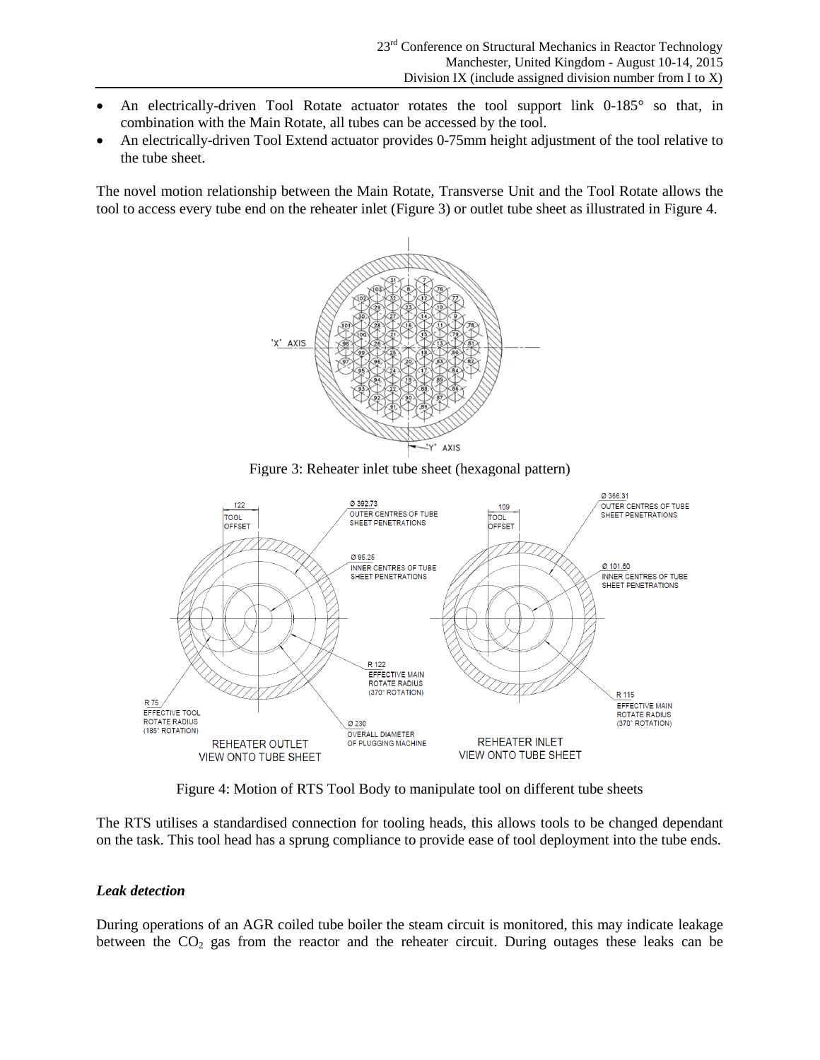- An electrically-driven Tool Rotate actuator rotates the tool support link 0-185° so that, in combination with the Main Rotate, all tubes can be accessed by the tool.
- An electrically-driven Tool Extend actuator provides 0-75mm height adjustment of the tool relative to the tube sheet.

The novel motion relationship between the Main Rotate, Transverse Unit and the Tool Rotate allows the tool to access every tube end on the reheater inlet (Figure 3) or outlet tube sheet as illustrated in Figure 4.

Figure 3: Reheater inlet tube sheet (hexagonal pattern)

Figure 4: Motion of RTS Tool Body to manipulate tool on different tube sheets

The RTS utilises a standardised connection for tooling heads, this allows tools to be changed dependant on the task. This tool head has a sprung compliance to provide ease of tool deployment into the tube ends.

### *Leak detection*

During operations of an AGR coiled tube boiler the steam circuit is monitored, this may indicate leakage between the $CO_2$ gas from the reactor and the reheater circuit. During outages these leaks can be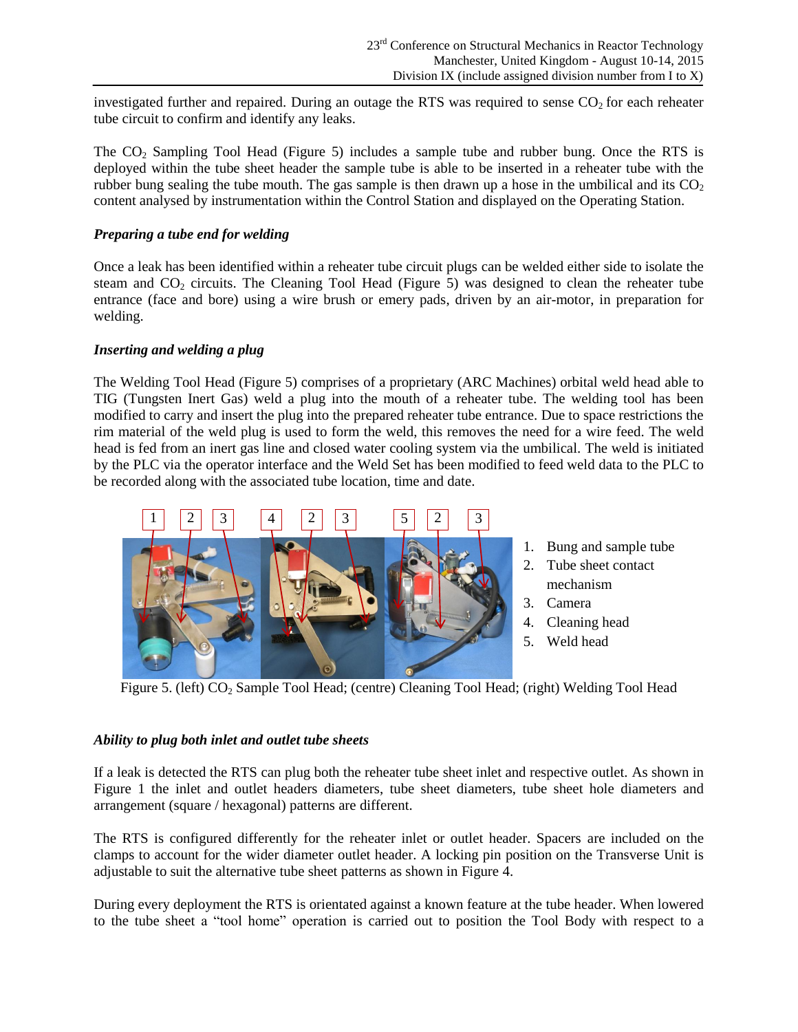investigated further and repaired. During an outage the RTS was required to sense $CO_2$ for each reheater tube circuit to confirm and identify any leaks.

The $CO_2$ Sampling Tool Head (Figure 5) includes a sample tube and rubber bung. Once the RTS is deployed within the tube sheet header the sample tube is able to be inserted in a reheater tube with the rubber bung sealing the tube mouth. The gas sample is then drawn up a hose in the umbilical and its $CO_2$ content analysed by instrumentation within the Control Station and displayed on the Operating Station.

*Preparing a tube end for welding*

Once a leak has been identified within a reheater tube circuit plugs can be welded either side to isolate the steam and $CO_2$ circuits. The Cleaning Tool Head (Figure 5) was designed to clean the reheater tube entrance (face and bore) using a wire brush or emery pads, driven by an air-motor, in preparation for welding.

*Inserting and welding a plug*

The Welding Tool Head (Figure 5) comprises of a proprietary (ARC Machines) orbital weld head able to TIG (Tungsten Inert Gas) weld a plug into the mouth of a reheater tube. The welding tool has been modified to carry and insert the plug into the prepared reheater tube entrance. Due to space restrictions the rim material of the weld plug is used to form the weld, this removes the need for a wire feed. The weld head is fed from an inert gas line and closed water cooling system via the umbilical. The weld is initiated by the PLC via the operator interface and the Weld Set has been modified to feed weld data to the PLC to be recorded along with the associated tube location, time and date.

1. Bung and sample tube
2. Tube sheet contact mechanism
3. Camera
4. Cleaning head
5. Weld head

Figure 5. (left) $CO_2$ Sample Tool Head; (centre) Cleaning Tool Head; (right) Welding Tool Head

*Ability to plug both inlet and outlet tube sheets*

If a leak is detected the RTS can plug both the reheater tube sheet inlet and respective outlet. As shown in Figure 1 the inlet and outlet headers diameters, tube sheet diameters, tube sheet hole diameters and arrangement (square / hexagonal) patterns are different.

The RTS is configured differently for the reheater inlet or outlet header. Spacers are included on the clamps to account for the wider diameter outlet header. A locking pin position on the Transverse Unit is adjustable to suit the alternative tube sheet patterns as shown in Figure 4.

During every deployment the RTS is orientated against a known feature at the tube header. When lowered to the tube sheet a "tool home" operation is carried out to position the Tool Body with respect to a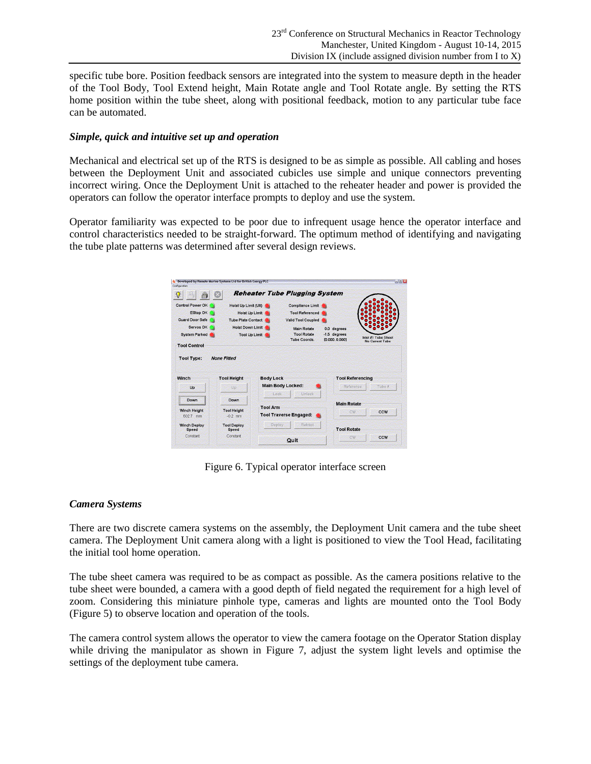specific tube bore. Position feedback sensors are integrated into the system to measure depth in the header of the Tool Body, Tool Extend height, Main Rotate angle and Tool Rotate angle. By setting the RTS home position within the tube sheet, along with positional feedback, motion to any particular tube face can be automated.

### *Simple, quick and intuitive set up and operation*

Mechanical and electrical set up of the RTS is designed to be as simple as possible. All cabling and hoses between the Deployment Unit and associated cubicles use simple and unique connectors preventing incorrect wiring. Once the Deployment Unit is attached to the reheater header and power is provided the operators can follow the operator interface prompts to deploy and use the system.

Operator familiarity was expected to be poor due to infrequent usage hence the operator interface and control characteristics needed to be straight-forward. The optimum method of identifying and navigating the tube plate patterns was determined after several design reviews.

Figure 6. Typical operator interface screen

### *Camera Systems*

There are two discrete camera systems on the assembly, the Deployment Unit camera and the tube sheet camera. The Deployment Unit camera along with a light is positioned to view the Tool Head, facilitating the initial tool home operation.

The tube sheet camera was required to be as compact as possible. As the camera positions relative to the tube sheet were bounded, a camera with a good depth of field negated the requirement for a high level of zoom. Considering this miniature pinhole type, cameras and lights are mounted onto the Tool Body (Figure 5) to observe location and operation of the tools.

The camera control system allows the operator to view the camera footage on the Operator Station display while driving the manipulator as shown in Figure 7, adjust the system light levels and optimise the settings of the deployment tube camera.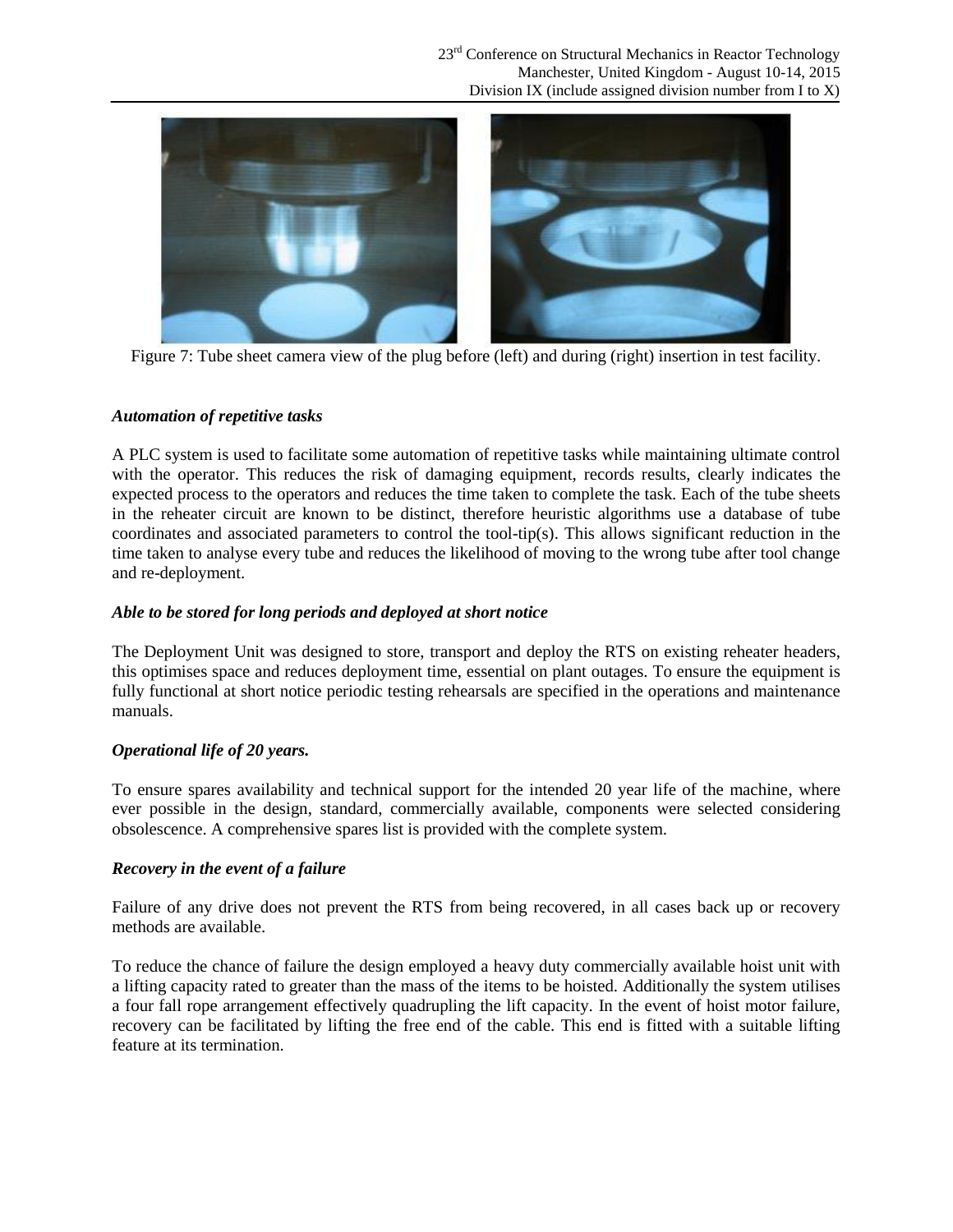Figure 7: Tube sheet camera view of the plug before (left) and during (right) insertion in test facility.

### *Automation of repetitive tasks*

A PLC system is used to facilitate some automation of repetitive tasks while maintaining ultimate control with the operator. This reduces the risk of damaging equipment, records results, clearly indicates the expected process to the operators and reduces the time taken to complete the task. Each of the tube sheets in the reheater circuit are known to be distinct, therefore heuristic algorithms use a database of tube coordinates and associated parameters to control the tool-tip(s). This allows significant reduction in the time taken to analyse every tube and reduces the likelihood of moving to the wrong tube after tool change and re-deployment.

### *Able to be stored for long periods and deployed at short notice*

The Deployment Unit was designed to store, transport and deploy the RTS on existing reheater headers, this optimises space and reduces deployment time, essential on plant outages. To ensure the equipment is fully functional at short notice periodic testing rehearsals are specified in the operations and maintenance manuals.

### *Operational life of 20 years.*

To ensure spares availability and technical support for the intended 20 year life of the machine, where ever possible in the design, standard, commercially available, components were selected considering obsolescence. A comprehensive spares list is provided with the complete system.

### *Recovery in the event of a failure*

Failure of any drive does not prevent the RTS from being recovered, in all cases back up or recovery methods are available.

To reduce the chance of failure the design employed a heavy duty commercially available hoist unit with a lifting capacity rated to greater than the mass of the items to be hoisted. Additionally the system utilises a four fall rope arrangement effectively quadrupling the lift capacity. In the event of hoist motor failure, recovery can be facilitated by lifting the free end of the cable. This end is fitted with a suitable lifting feature at its termination.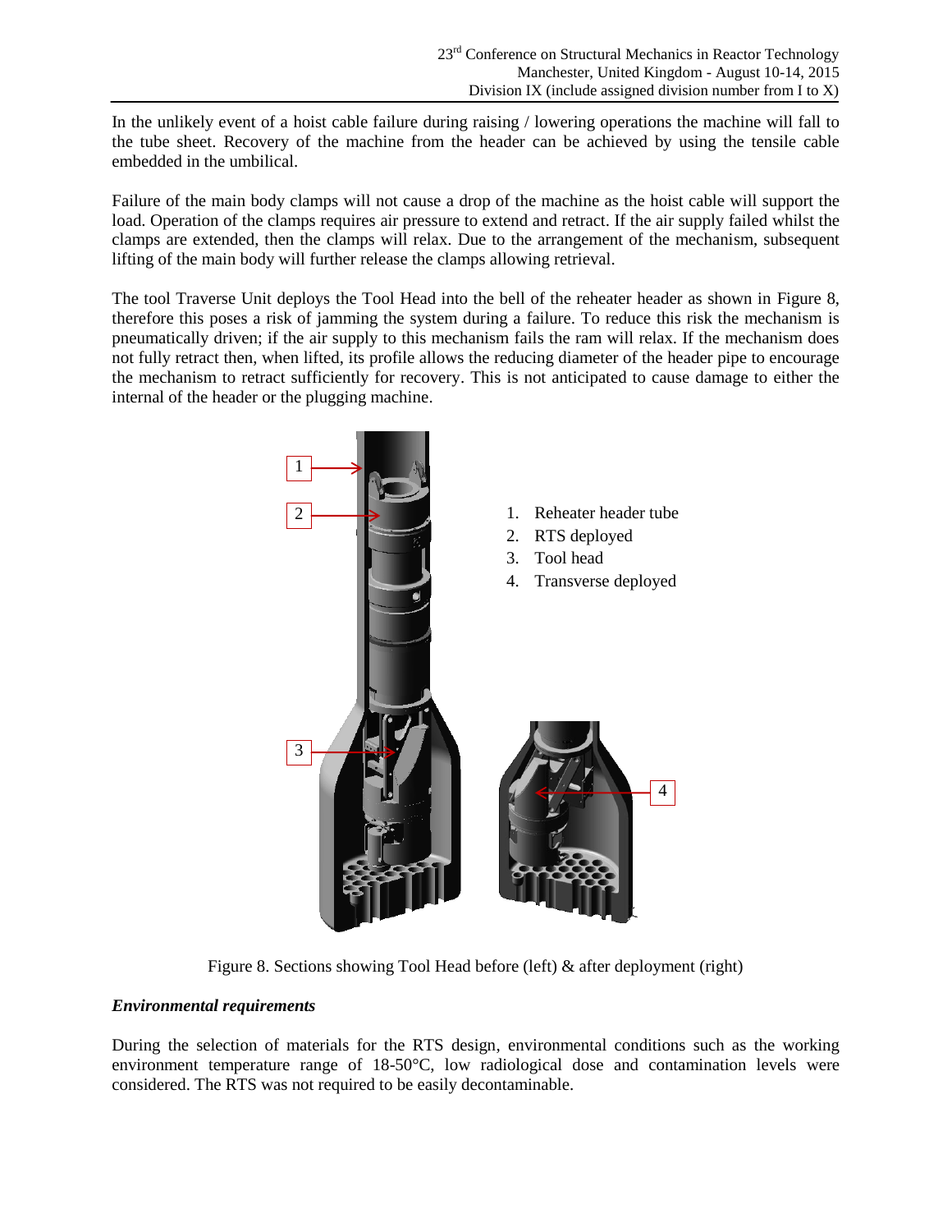In the unlikely event of a hoist cable failure during raising / lowering operations the machine will fall to the tube sheet. Recovery of the machine from the header can be achieved by using the tensile cable embedded in the umbilical.

Failure of the main body clamps will not cause a drop of the machine as the hoist cable will support the load. Operation of the clamps requires air pressure to extend and retract. If the air supply failed whilst the clamps are extended, then the clamps will relax. Due to the arrangement of the mechanism, subsequent lifting of the main body will further release the clamps allowing retrieval.

The tool Traverse Unit deploys the Tool Head into the bell of the reheater header as shown in Figure 8, therefore this poses a risk of jamming the system during a failure. To reduce this risk the mechanism is pneumatically driven; if the air supply to this mechanism fails the ram will relax. If the mechanism does not fully retract then, when lifted, its profile allows the reducing diameter of the header pipe to encourage the mechanism to retract sufficiently for recovery. This is not anticipated to cause damage to either the internal of the header or the plugging machine.

1. Reheater header tube
2. RTS deployed
3. Tool head
4. Transverse deployed

Figure 8. Sections showing Tool Head before (left) & after deployment (right)

***Environmental requirements***

During the selection of materials for the RTS design, environmental conditions such as the working environment temperature range of 18-50°C, low radiological dose and contamination levels were considered. The RTS was not required to be easily decontaminable.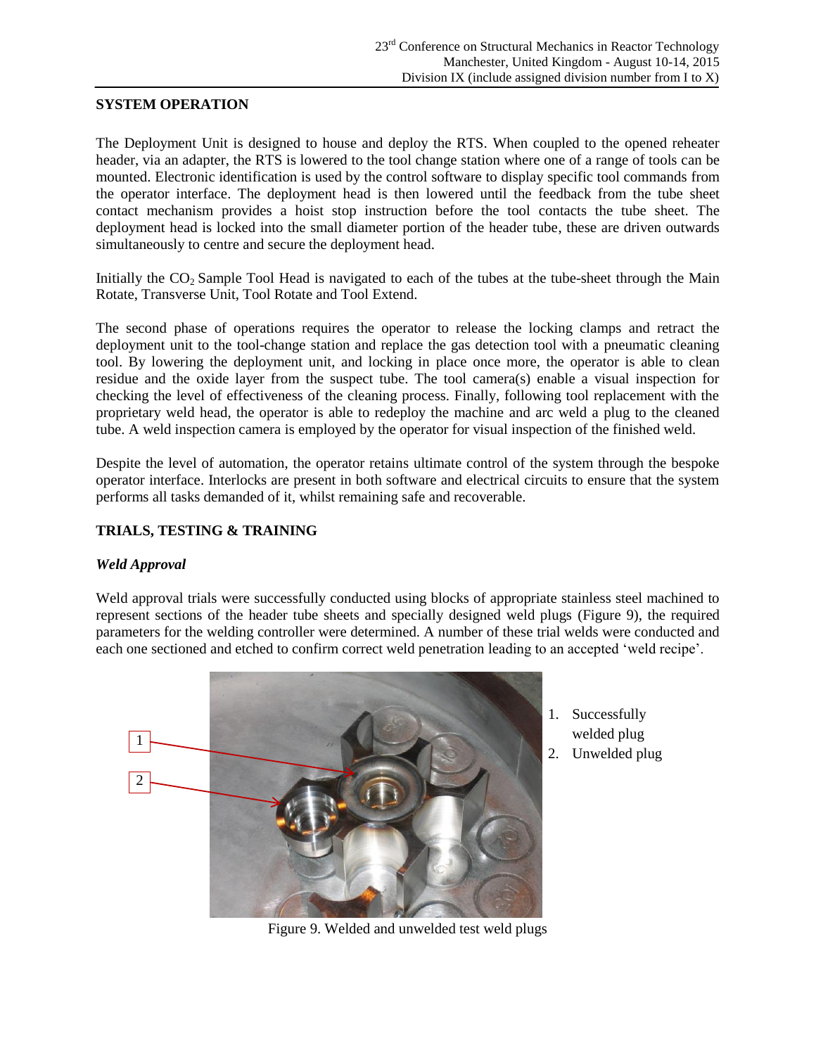## SYSTEM OPERATION

The Deployment Unit is designed to house and deploy the RTS. When coupled to the opened reheater header, via an adapter, the RTS is lowered to the tool change station where one of a range of tools can be mounted. Electronic identification is used by the control software to display specific tool commands from the operator interface. The deployment head is then lowered until the feedback from the tube sheet contact mechanism provides a hoist stop instruction before the tool contacts the tube sheet. The deployment head is locked into the small diameter portion of the header tube, these are driven outwards simultaneously to centre and secure the deployment head.

Initially the $CO_2$ Sample Tool Head is navigated to each of the tubes at the tube-sheet through the Main Rotate, Transverse Unit, Tool Rotate and Tool Extend.

The second phase of operations requires the operator to release the locking clamps and retract the deployment unit to the tool-change station and replace the gas detection tool with a pneumatic cleaning tool. By lowering the deployment unit, and locking in place once more, the operator is able to clean residue and the oxide layer from the suspect tube. The tool camera(s) enable a visual inspection for checking the level of effectiveness of the cleaning process. Finally, following tool replacement with the proprietary weld head, the operator is able to redeploy the machine and arc weld a plug to the cleaned tube. A weld inspection camera is employed by the operator for visual inspection of the finished weld.

Despite the level of automation, the operator retains ultimate control of the system through the bespoke operator interface. Interlocks are present in both software and electrical circuits to ensure that the system performs all tasks demanded of it, whilst remaining safe and recoverable.

## TRIALS, TESTING & TRAINING

### *Weld Approval*

Weld approval trials were successfully conducted using blocks of appropriate stainless steel machined to represent sections of the header tube sheets and specially designed weld plugs (Figure 9), the required parameters for the welding controller were determined. A number of these trial welds were conducted and each one sectioned and etched to confirm correct weld penetration leading to an accepted 'weld recipe'.

1. Successfully welded plug
2. Unwelded plug

Figure 9. Welded and unwelded test weld plugs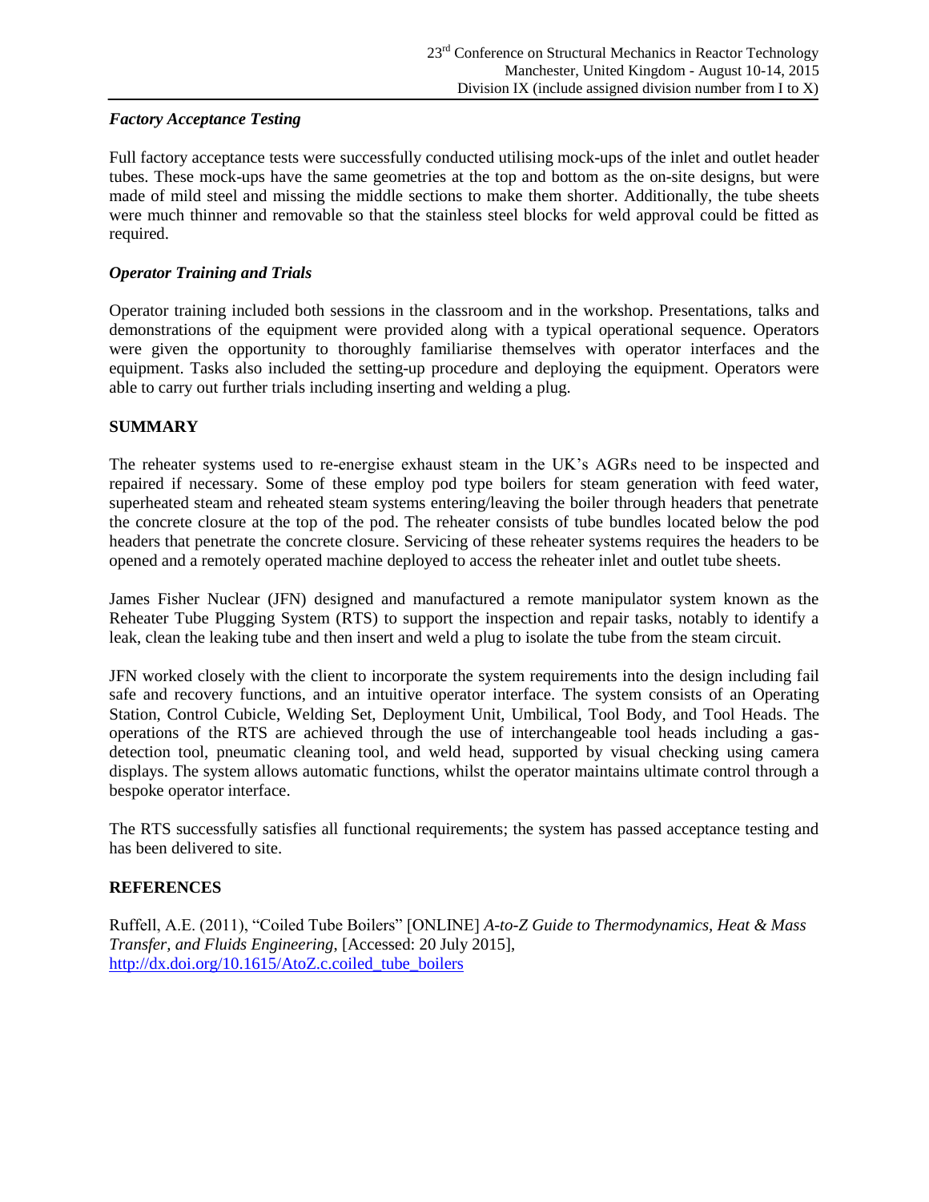### *Factory Acceptance Testing*

Full factory acceptance tests were successfully conducted utilising mock-ups of the inlet and outlet header tubes. These mock-ups have the same geometries at the top and bottom as the on-site designs, but were made of mild steel and missing the middle sections to make them shorter. Additionally, the tube sheets were much thinner and removable so that the stainless steel blocks for weld approval could be fitted as required.

### *Operator Training and Trials*

Operator training included both sessions in the classroom and in the workshop. Presentations, talks and demonstrations of the equipment were provided along with a typical operational sequence. Operators were given the opportunity to thoroughly familiarise themselves with operator interfaces and the equipment. Tasks also included the setting-up procedure and deploying the equipment. Operators were able to carry out further trials including inserting and welding a plug.

## SUMMARY

The reheater systems used to re-energise exhaust steam in the UK's AGRs need to be inspected and repaired if necessary. Some of these employ pod type boilers for steam generation with feed water, superheated steam and reheated steam systems entering/leaving the boiler through headers that penetrate the concrete closure at the top of the pod. The reheater consists of tube bundles located below the pod headers that penetrate the concrete closure. Servicing of these reheater systems requires the headers to be opened and a remotely operated machine deployed to access the reheater inlet and outlet tube sheets.

James Fisher Nuclear (JFN) designed and manufactured a remote manipulator system known as the Reheater Tube Plugging System (RTS) to support the inspection and repair tasks, notably to identify a leak, clean the leaking tube and then insert and weld a plug to isolate the tube from the steam circuit.

JFN worked closely with the client to incorporate the system requirements into the design including fail safe and recovery functions, and an intuitive operator interface. The system consists of an Operating Station, Control Cubicle, Welding Set, Deployment Unit, Umbilical, Tool Body, and Tool Heads. The operations of the RTS are achieved through the use of interchangeable tool heads including a gas-detection tool, pneumatic cleaning tool, and weld head, supported by visual checking using camera displays. The system allows automatic functions, whilst the operator maintains ultimate control through a bespoke operator interface.

The RTS successfully satisfies all functional requirements; the system has passed acceptance testing and has been delivered to site.

## REFERENCES

Ruffell, A.E. (2011), "Coiled Tube Boilers" [ONLINE] *A-to-Z Guide to Thermodynamics, Heat & Mass Transfer, and Fluids Engineering*, [Accessed: 20 July 2015], http://dx.doi.org/10.1615/AtoZ.c.coiled_tube_boilers